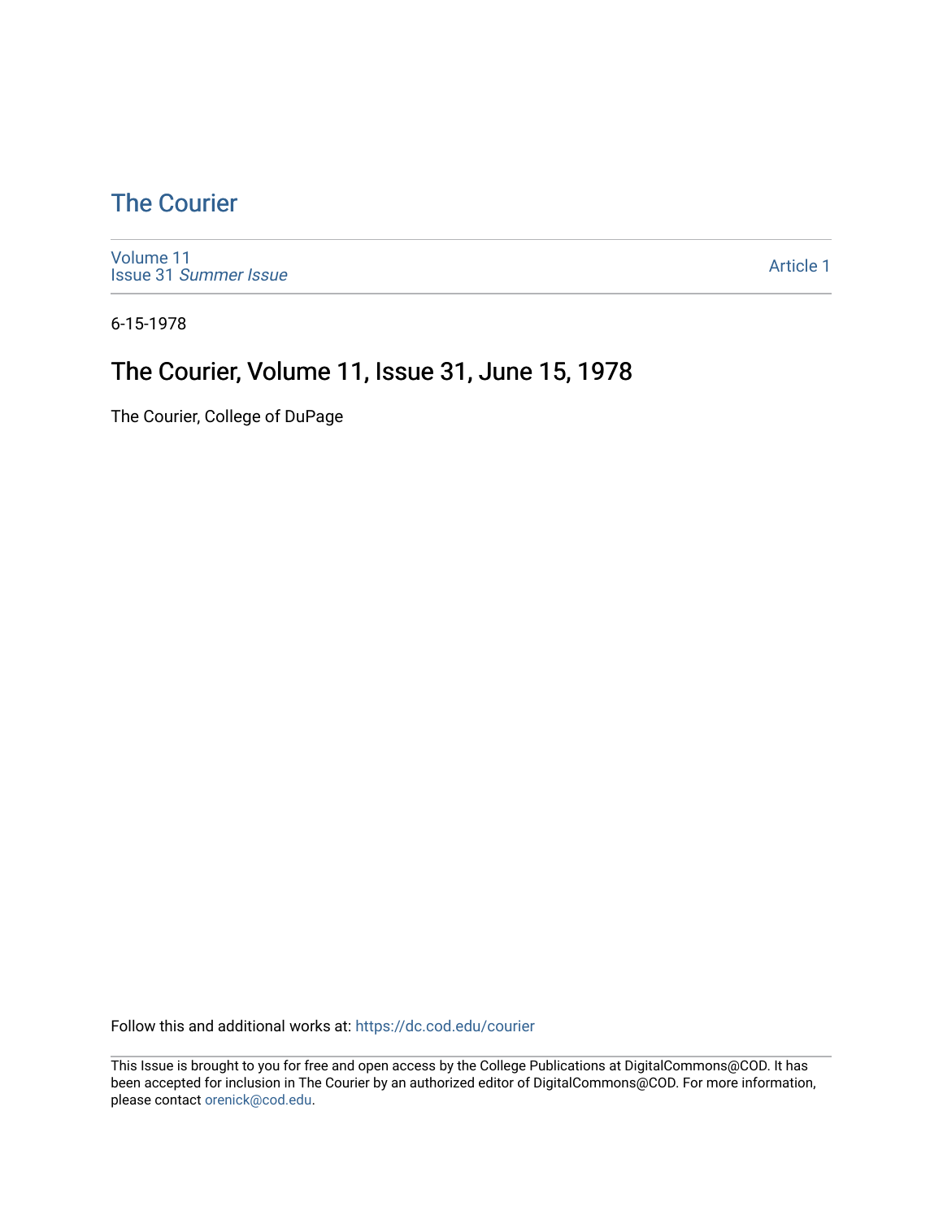# The Courier

Volume 11
Issue 31 *Summer Issue*

Article 1

6-15-1978

## The Courier, Volume 11, Issue 31, June 15, 1978

The Courier, College of DuPage

Follow this and additional works at: https://dc.cod.edu/courier

This Issue is brought to you for free and open access by the College Publications at DigitalCommons@COD. It has been accepted for inclusion in The Courier by an authorized editor of DigitalCommons@COD. For more information, please contact orenick@cod.edu.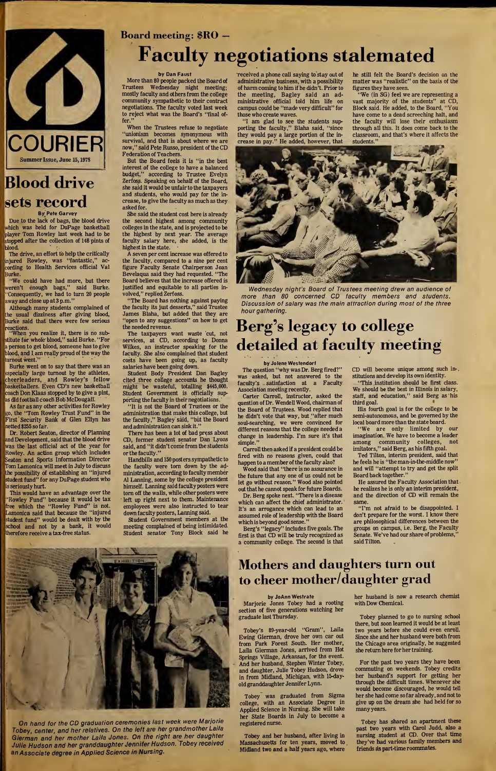COURIER

Summer Issue, June 15, 1978

## Blood drive sets record

By Pete Garvey

Due to the lack of bags, the blood drive which was held for DuPage basketball player Tom Rowley last week had to be stopped after the collection of 148 pints of blood.

The drive, an effort to help the critically injured Rowley, was "fantastic," according to Health Services official Val Burke.

"We could have had more, but there weren't enough bags," said Burke. "Consequently, we had to turn 20 people away and close up at 3 p.m."

Although many students complained of the usual dizziness after giving blood, Burke said that there were few serious reactions.

"When you realize it, there is no substitute for whole blood," said Burke. "For a person to get blood, someone has to give blood, and I am really proud of the way the turnout went."

Burke went on to say that there was an especially large turnout by the athletes, cheerleaders, and Rowley's fellow basketballers. Even CD's new basketball coach Don Klaas stopped by to give a pint, as did football coach Bob McDougall.

As far as any other activities for Rowley go, the "Tom Rowley Trust Fund" in the First Security Bank of Glen Ellyn has netted $255 so far.

Dr. Robert Seaton, director of Planning and Development, said that the blood drive was the last official act of the year for Rowley. An action group which includes Seaton and Sports Information Director Tom Lamonica will meet in July to discuss the possibility of establishing an "injured student fund" for any DuPage student who is seriously hurt.

This would have an advantage over the "Rowley Fund" because it would be tax free which the "Rowley Fund" is not. Lamonica said that because the "injured student fund" would be dealt with by the school and not by a bank, it would therefore receive a tax-free status.

Board meeting: $RO –

# Faculty negotiations stalemated

by Dan Faust

More than 80 people packed the Board of Trustees Wednesday night meeting; mostly faculty and others from the college community sympathetic to their contract negotiations. The faculty voted last week to reject what was the Board's "final offer."

When the Trustees refuse to negotiate "unionism becomes synonymous with survival, and that is about where we are now," said Pete Russo, president of the CD Federation of Teachers.

But the Board feels it is "in the best interest of the college to have a balanced budget," according to Trustee Evelyn Zerfoss. Speaking on behalf of the Board, she said it would be unfair to the taxpayers and students, who would pay for the increase, to give the faculty as much as they asked for.

She said the student cost here is already the second highest among community colleges in the state, and is projected to be the highest by next year. The average faculty salary here, she added, is the highest in the state.

A seven per cent increase was offered to the faculty, compared to a nine per cent figure Faculty Senate Chairperson Joan Bevelaqua said they had requested. "The Board believes that the increase offered is justified and equitable to all parties involved," replied Zerfoss.

"The Board has nothing against paying the faculty its just desserts," said Trustee James Blaha, but added that they are "open to any suggestions" on how to get the needed revenue.

The taxpayers want waste cut, not services, at CD, according to Donna Wilkes, an instructor speaking for the faculty. She also complained that student costs have been going up, as faculty salaries have been going down.

Student Body President Dan Bagley cited three college accounts he thought might be wasteful, totalling $445,000. Student Government is officially supporting the faculty in their negotiations.

"It is not the Board of Trustees or the administration that make this college, but the faculty," Bagley said, "but the Board and administration can sink it."

There has been a lot of bad press about CD, former student senator Dan Lyons said, and "it didn't come from the students or the faculty."

Handbills and 150 posters sympathetic to the faculty were torn down by the administration, according to faculty member Al Lanning, some by the college president himself. Lanning said faculty posters were torn off the walls, while other posters were left up right next to them. Maintenance employees were also instructed to tear down faculty posters, Lanning said.

Student Government members at the meeting complained of being intimidated. Student senator Tony Block said he received a phone call saying to stay out of administrative business, with a possibility of harm coming to him if he didn't. Prior to the meeting, Bagley said an administrative official told him life on campus could be "made very difficult" for those who create waves.

"I am glad to see the students supporting the faculty," Blaha said, "since they would pay a large portion of the increase in pay." He added, however, that he still felt the Board's decision on the matter was "realistic" on the basis of the figures they have seen.

"We (in SG) feel we are representing a vast majority of the students" at CD, Block said. He added, to the Board, "You have come to a dead screeching halt, and the faculty will lose their enthusiasm through all this. It does come back to the classroom, and that's where it affects the students."

*Wednesday night's Board of Trustees meeting drew an audience of more than 80 concerned CD faculty members and students. Discussion of salary was the main attraction during most of the three hour gathering.*

## Berg's legacy to college detailed at faculty meeting

by Jolene Westendorf

The question "why was Dr. Berg fired?" was asked, but not answered to the faculty's satisfaction at a Faculty Association meeting recently.

Carter Carroll, instructor, asked the question of Dr. Wendell Wood, chairman of the Board of Trustees. Wood replied that he didn't vote that way, but "after much soul-searching, we were convinced for different reasons that the college needed a change in leadership. I'm sure it's that simple."

Carroll then asked if a president could be fired with no reasons given, could that happen to a member of the faculty also?

Wood said that "there is no assurance in the future that any one of us could not be let go without reason." Wood also pointed out that he cannot speak for future Boards.

Dr. Berg spoke next. "There is a disease which can affect the chief administrator. It's an arrogance which can lead to an assumed role of leadership with the Board which is beyond good sense."

Berg's "legacy" includes five goals. The first is that CD will be truly recognized as a community college. The second is that CD will become unique among such institutions and develop its own identity.

"This institution should be first class. We should be the best in Illinois in salary, staff, and education," said Berg as his third goal.

His fourth goal is for the college to be semi-autonomous, and be governed by the local board more than the state board.

"We are only limited by our imagination. We have to become a leader among community colleges, not imitators," said Berg, as his fifth goal.

Ted Tilton, interim president, said that he feels he is "the man-in-the-middle now" and will "attempt to try and get the split Board back together."

He assured the Faculty Association that he realizes he is only an interim president, and the direction of CD will remain the same.

"I'm not afraid to be disappointed. I don't prepare for the worst. I know there are philosophical differences between the groups on campus, i.e. Berg, the Faculty Senate. We've had our share of problems," said Tilton.

*On hand for the CD graduation ceremonies last week were Marjorie Tobey, center, and her relatives. On the left are her grandmother Laila Gierman and her mother Laila Jones. On the right are her daughter Julie Hudson and her granddaughter Jennifer Hudson. Tobey received an Associate degree in Applied Science in Nursing.*

## Mothers and daughters turn out to cheer mother/daughter grad

by JoAnn Westrate

Marjorie Jones Tobey had a rooting section of five generations watching her graduate last Thursday.

Tobey's 89-year-old "Gram", Laila Ewing Gierman, drove her own car out from Park Forest South. Her mother, Laila Gierman Jones, arrived from Hot Springs Village, Arkansas, for this event. And her husband, Stephen Winter Tobey, and daughter, Julie Tobey Hudson, drove in from Midland, Michigan, with 15-day-old granddaughter Jennifer Lynn.

Tobey was graduated from Sigma college, with an Associate Degree in Applied Science in Nursing. She will take her State Boards in July to become a registered nurse.

Tobey and her husband, after living in Massachusetts for ten years, moved to Midland two and a half years ago, where her husband is now a research chemist with Dow Chemical.

Tobey planned to go to nursing school there, but soon learned it would be at least two years before she could even enroll. Since she and her husband were both from the Chicago area originally, he suggested she return here for her training.

For the past two years they have been commuting on weekends. Tobey credits her husband's support for getting her through the difficult times. Whenever she would become discouraged, he would tell her she had come so far already, and not to give up on the dream she had held for so many years.

Tobey has shared an apartment these past two years with Carol Judd, also a nursing student at CD. Over that time they've had various family members and friends as part-time roommates.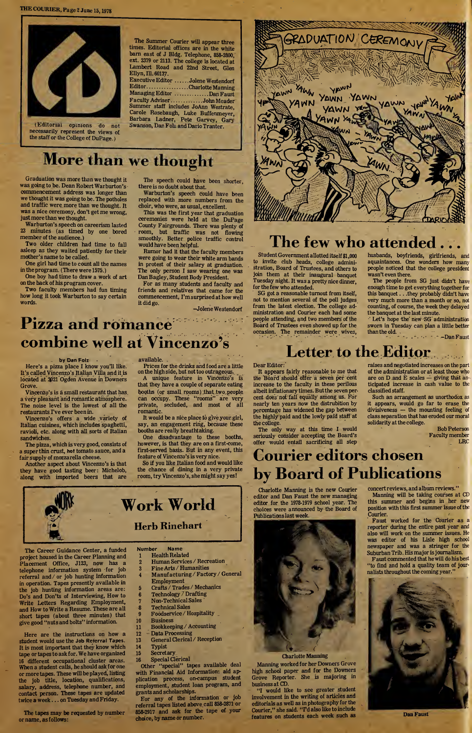The Summer Courier will appear three times. Editorial offices are in the white barn east of J Bldg. Telephone, 858-2800, ext. 2379 or 2113. The college is located at Lambert Road and 22nd Street, Glen Ellyn, Ill. 60137.

Executive Editor ...... Jolene Westendorf
Editor ................ Charlotte Manning
Managing Editor ............. Dan Faust
Faculty Adviser ............. John Meader

Summer staff includes JoAnn Westrate, Carole Rosebaugh, Luke Buffenmeyer, Barbara Ladner, Pete Garvey, Gary Swanson, Dan Folz and Dario Tranter.

(Editorial opinions do not necessarily represent the views of the staff or the College of DuPage.)

# More than we thought

Graduation was more than we thought it was going to be. Dean Robert Warburton's commencement address was longer than we thought it was going to be. The potholes and traffic were more than we thought. It was a nice ceremony, don't get me wrong, just more than we thought.

Warburton's speech on careerism lasted 23 minutes (as timed by one bored member of the audience.)

Two older children had time to fall asleep as they waited patiently for their mother's name to be called.

One girl had time to count all the names in the program. (There were 1575.)

One boy had time to draw a work of art on the back of his program cover.

Two faculty members had fun timing how long it took Warburton to say certain words.

The speech could have been shorter, there is no doubt about that.

Warburton's speech could have been replaced with more numbers from the choir, who were, as usual, excellent.

This was the first year that graduation ceremonies were held at the DuPage County Fairgrounds. There was plenty of room, but traffic was not flowing smoothly. Better police traffic control would have been helpful.

Rumor had it that the faculty members were going to wear their white arm bands in protest of their salary at graduation. The only person I saw wearing one was Dan Bagley, Student Body President.

For as many students and faculty and friends and relatives that came for the commencement, I'm surprised at how well it did go.

—Jolene Westendorf

# The few who attended . . .

Student Government allotted itself $1,000 to invite club heads, college administration, Board of Trustees, and others to join them at their inaugural banquet Tuesday night. It was a pretty nice dinner, for the few who attended.

SG got a reasonable turnout from itself, not to mention several of the poll judges from the latest election. The college administration and Courier each had some people attending, and two members of the Board of Trustees even showed up for the occasion. The remainder were wives, husbands, boyfriends, girlfriends, and acquaintances. One wonders how many people noticed that the college president wasn't even there.

The people from SG just didn't have enough time to get everything together for this banquet . . . they probably didn't have very much more than a month or so, not counting, of course, the week they delayed the banquet at the last minute.

Let's hope the new SG administration sworn in Tuesday can plan a little better than the old.

—Dan Faust

# Pizza and romance combine well at Vincenzo's

by Dan Folz

Here's a pizza place I know you'll like. It's called Vincenzo's Italian Villa and it is located at 2021 Ogden Avenue in Downers Grove.

Vincenzo's is a small restaurant that has a very pleasant and romantic atmosphere. The noise level is the lowest of all the restaurants I've ever been in.

Vincenzo's offers a wide variety of Italian cuisines, which includes spaghetti, ravioli, etc. along with all sorts of Italian sandwiches.

The pizza, which is very good, consists of a super thin crust, hot tomato sauce, and a fair supply of mozzarella cheese.

Another aspect about Vincenzo's is that they have good tasting beer: Michelob, along with imported beers that are available.

Prices for the drinks and food are a little on the high side, but not too outrageous.

A unique feature in Vincenzo's is that they have a couple of separate eating booths (or small rooms) that two people can occupy. These "rooms" are very private, secluded, and most of all romantic.

It would be a nice place to give your girl, say, an engagement ring, because these booths are really breathtaking.

One disadvantage to these booths, however, is that they are on a first-come, first-served basis. But in any event, this feature of Vincenzo's is very nice.

So if you like Italian food and would like the chance of dining in a very private room, try Vincenzo's, she might say yes!

# Letter to the Editor

Dear Editor:

It appears fairly reasonable to me that the Board should offer a seven per cent increase to the faculty in these perilous albeit inflationary times. But the seven per cent does not fall equally among us. For nearly ten years now the distribution by percentage has widened the gap between the highly paid and the lowly paid staff at the college.

The only way at this time I would seriously consider accepting the Board's offer would entail sacrificing all step raises and negotiated increases on the part of the administration or at least those who are on D and E scales — giving that anticipated increase in cash value to the classified staff.

Such an arrangement as unorthodox as it appears, would go far to erase the divisiveness — the mounting feeling of class separation that has eroded our moral solidarity at the college.

Bob Peterson
Faculty member
LRC

# Work World

## Herb Rinehart

The Career Guidance Center, a funded project housed in the Career Planning and Placement Office, J123, now has a telephone information system for job referral and/or job hunting information in operation. Tapes presently available in the job hunting information areas are: Do's and Don'ts of Interviewing, How to Write Letters Regarding Employment, and How to Write a Resume. These are all short tapes (about three minutes) that give good "nuts and bolts" information.

Here are the instructions on how a student would use the Job Referral Tapes. It is most important that they know which tape or tapes to ask for. We have organized 16 different occupational cluster areas. When a student calls, he should ask for one or more tapes. These will be played, listing the job title, location, qualifications, salary, address, telephone number, and contact person. These tapes are updated twice a week . . . on Tuesday and Friday.

The tapes may be requested by number or name, as follows:

| Number | Name |
|---|---|
| 1 | Health Related |
| 2 | Human Services / Recreation |
| 3 | Fine Arts / Humanities |
| 4 | Manufacturing / Factory / General Employment |
| 5 | Crafts / Trades / Mechanics |
| 6 | Technology / Drafting |
| 7 | Non-Technical Sales |
| 8 | Technical Sales |
| 9 | Foodservice / Hospitality |
| 10 | Business |
| 11 | Bookkeeping / Accounting |
| 12 | Data Processing |
| 13 | General Clerical / Reception |
| 14 | Typist |
| 15 | Secretary |
| 16 | Special Clerical |

Other "special" tapes available deal with Financial Aid Information: aid application process, on-campus student employment, student loan program, and grants and scholarships.

For any of the information or job referral tapes listed above call 858-2871 or 858-2917 and ask for the tape of your choice, by name or number.

# Courier editors chosen by Board of Publications

Charlotte Manning is the new Courier editor and Dan Faust the new managing editor for the 1978-1979 school year. The choices were announced by the Board of Publications last week.

Charlotte Manning

Manning worked for her Downers Grove high school paper and for the Downers Grove Reporter. She is majoring in business at CD.

"I would like to see greater student involvement in the writing of articles and editorials as well as in photography for the Courier," she said. "I'd also like to include features on students each week such as concert reviews, and album reviews."

Manning will be taking courses at CD this summer and begins in her new position with this first summer issue of the Courier.

Faust worked for the Courier as a reporter during the entire past year and also will work on the summer issues. He was editor of his Lisle high school newspaper and was a stringer for the Suburban Trib. His major is journalism.

Faust commented that he will do his best "to find and hold a quality team of journalists throughout the coming year."

Dan Faust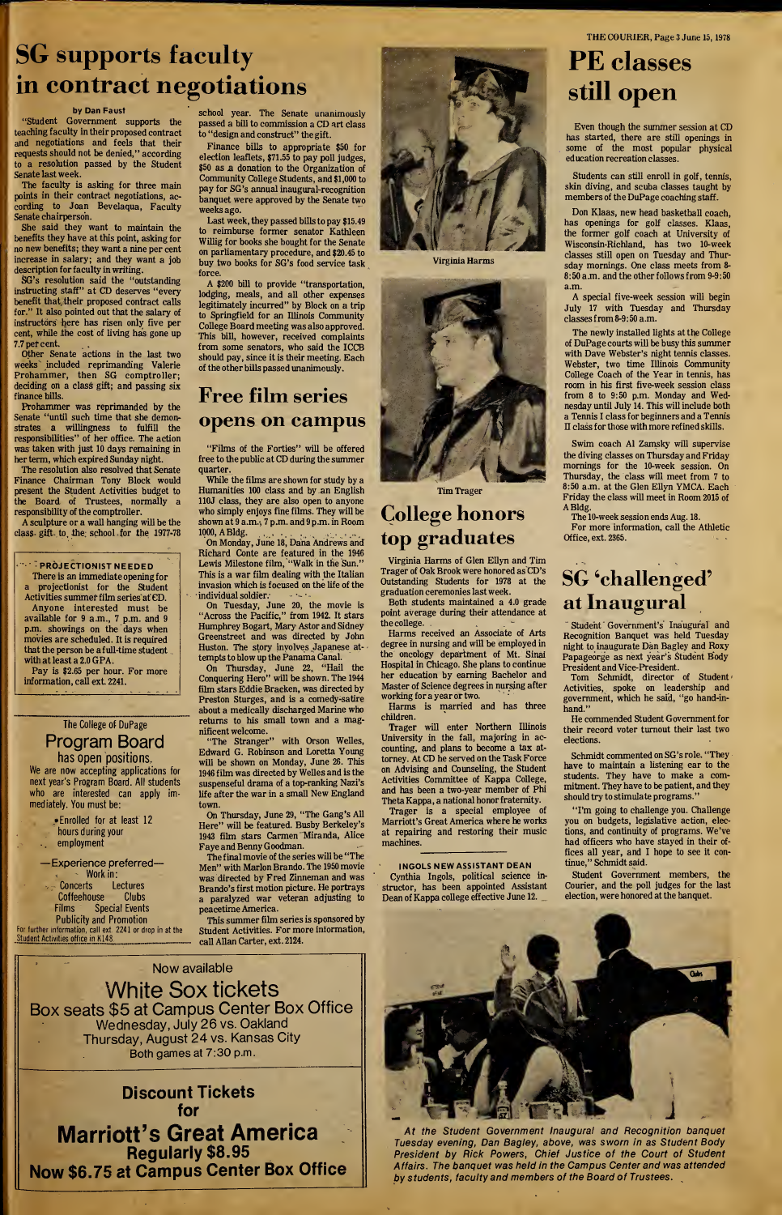# SG supports faculty in contract negotiations

**by Dan Faust**

"Student Government supports the teaching faculty in their proposed contract and negotiations and feels that their requests should not be denied," according to a resolution passed by the Student Senate last week.

The faculty is asking for three main points in their contract negotiations, according to Joan Bevelaqua, Faculty Senate chairperson.

She said they want to maintain the benefits they have at this point, asking for no new benefits; they want a nine per cent increase in salary; and they want a job description for faculty in writing.

SG's resolution said the "outstanding instructing staff" at CD deserves "every benefit that their proposed contract calls for." It also pointed out that the salary of instructors here has risen only five per cent, while the cost of living has gone up 7.7 per cent.

Other Senate actions in the last two weeks included reprimanding Valerie Prohammer, then SG comptroller; deciding on a class gift; and passing six finance bills.

Prohammer was reprimanded by the Senate "until such time that she demonstrates a willingness to fulfill the responsibilities" of her office. The action was taken with just 10 days remaining in her term, which expired Sunday night.

The resolution also resolved that Senate Finance Chairman Tony Block would present the Student Activities budget to the Board of Trustees, normally a responsibility of the comptroller.

A sculpture or a wall hanging will be the class gift to the school for the 1977-78 school year. The Senate unanimously passed a bill to commission a CD art class to "design and construct" the gift.

Finance bills to appropriate $50 for election leaflets, $71.55 to pay poll judges, $50 as a donation to the Organization of Community College Students, and $1,000 to pay for SG's annual inaugural-recognition banquet were approved by the Senate two weeks ago.

Last week, they passed bills to pay $15.49 to reimburse former senator Kathleen Willig for books she bought for the Senate on parliamentary procedure, and $20.45 to buy two books for SG's food service task force.

A $200 bill to provide "transportation, lodging, meals, and all other expenses legitimately incurred" by Block on a trip to Springfield for an Illinois Community College Board meeting was also approved. This bill, however, received complaints from some senators, who said the ICCB should pay, since it is their meeting. Each of the other bills passed unanimously.

---

**PROJECTIONIST NEEDED**

There is an immediate opening for a projectionist for the Student Activities summer film series at CD.

Anyone interested must be available for 9 a.m., 7 p.m. and 9 p.m. showings on the days when movies are scheduled. It is required that the person be a full-time student with at least a 2.0 GPA.

Pay is $2.65 per hour. For more information, call ext. 2241.

---

The College of DuPage

## Program Board has open positions.

We are now accepting applications for next year's Program Board. All students who are interested can apply immediately. You must be:

- Enrolled for at least 12 hours during your employment

—Experience preferred—

Work in:

- Concerts
- Lectures
- Coffeehouse
- Clubs
- Films
- Special Events
- Publicity and Promotion

For further information, call ext. 2241 or drop in at the Student Activities office in K143.

---

# Free film series opens on campus

"Films of the Forties" will be offered free to the public at CD during the summer quarter.

While the films are shown for study by a Humanities 100 class and by an English 110J class, they are also open to anyone who simply enjoys fine films. They will be shown at 9 a.m., 7 p.m. and 9 p.m. in Room 1000, A Bldg.

On Monday, June 19, Dana Andrews and Richard Conte are featured in the 1946 Lewis Milestone film, "Walk in the Sun." This is a war film dealing with the Italian invasion which is focused on the life of the individual soldier.

On Tuesday, June 20, the movie is "Across the Pacific," from 1942. It stars Humphrey Bogart, Mary Astor and Sidney Greenstreet and was directed by John Huston. The story involves Japanese attempts to blow up the Panama Canal.

On Thursday, June 22, "Hail the Conquering Hero" will be shown. The 1944 film stars Eddie Bracken, was directed by Preston Sturges, and is a comedy-satire about a medically discharged Marine who returns to his small town and a magnificent welcome.

"The Stranger" with Orson Welles, Edward G. Robinson and Loretta Young will be shown on Monday, June 26. This 1946 film was directed by Welles and is the suspenseful drama of a top-ranking Nazi's life after the war in a small New England town.

On Thursday, June 29, "The Gang's All Here" will be featured. Busby Berkeley's 1943 film stars Carmen Miranda, Alice Faye and Benny Goodman.

The final movie of the series will be "The Men" with Marlon Brando. The 1950 movie was directed by Fred Zinneman and was Brando's first motion picture. He portrays a paralyzed war veteran adjusting to peacetime America.

This summer film series is sponsored by Student Activities. For more information, call Allan Carter, ext. 2124.

---

Virginia Harms

Tim Trager

# College honors top graduates

Virginia Harms of Glen Ellyn and Tim Trager of Oak Brook were honored as CD's Outstanding Students for 1978 at the graduation ceremonies last week.

Both students maintained a 4.0 grade point average during their attendance at the college.

Harms received an Associate of Arts degree in nursing and will be employed in the oncology department of Mt. Sinai Hospital in Chicago. She plans to continue her education by earning Bachelor and Master of Science degrees in nursing after working for a year or two.

Harms is married and has three children.

Trager will enter Northern Illinois University in the fall, majoring in accounting, and plans to become a tax attorney. At CD he served on the Task Force on Advising and Counseling, the Student Activities Committee of Kappa College, and has been a two-year member of Phi Theta Kappa, a national honor fraternity.

Trager is a special employee of Marriott's Great America where he works at repairing and restoring their music machines.

---

**INGOLS NEW ASSISTANT DEAN**

Cynthia Ingols, political science instructor, has been appointed Assistant Dean of Kappa college effective June 12.

---

# PE classes still open

Even though the summer session at CD has started, there are still openings in some of the most popular physical education recreation classes.

Students can still enroll in golf, tennis, skin diving, and scuba classes taught by members of the DuPage coaching staff.

Don Klaas, new head basketball coach, has openings for golf classes. Klaas, the former golf coach at University of Wisconsin-Richland, has two 10-week classes still open on Tuesday and Thursday mornings. One class meets from 8-8:50 a.m. and the other follows from 9-9:50 a.m.

A special five-week session will begin July 17 with Tuesday and Thursday classes from 8-9:50 a.m.

The newly installed lights at the College of DuPage courts will be busy this summer with Dave Webster's night tennis classes. Webster, two time Illinois Community College Coach of the Year in tennis, has room in his first five-week session class from 8 to 9:50 p.m. Monday and Wednesday until July 14. This will include both a Tennis I class for beginners and a Tennis II class for those with more refined skills.

Swim coach Al Zamsky will supervise the diving classes on Thursday and Friday mornings for the 10-week session. On Thursday, the class will meet from 7 to 8:50 a.m. at the Glen Ellyn YMCA. Each Friday the class will meet in Room 2015 of A Bldg.

The 10-week session ends Aug. 18.

For more information, call the Athletic Office, ext. 2365.

---

# SG 'challenged' at Inaugural

Student Government's Inaugural and Recognition Banquet was held Tuesday night to inaugurate Dan Bagley and Roxy Papageorge as next year's Student Body President and Vice-President.

Tom Schmidt, director of Student Activities, spoke on leadership and government, which he said, "go hand-in-hand."

He commended Student Government for their record voter turnout their last two elections.

Schmidt commented on SG's role. "They have to maintain a listening ear to the students. They have to make a commitment. They have to be patient, and they should try to stimulate programs."

"I'm going to challenge you. Challenge you on budgets, legislative action, elections, and continuity of programs. We've had officers who have stayed in their offices all year, and I hope to see it continue," Schmidt said.

Student Government members, the Courier, and the poll judges for the last election, were honored at the banquet.

*At the Student Government Inaugural and Recognition banquet Tuesday evening, Dan Bagley, above, was sworn in as Student Body President by Rick Powers, Chief Justice of the Court of Student Affairs. The banquet was held in the Campus Center and was attended by students, faculty and members of the Board of Trustees.*

---

Now available

## White Sox tickets

Box seats $5 at Campus Center Box Office

Wednesday, July 26 vs. Oakland

Thursday, August 24 vs. Kansas City

Both games at 7:30 p.m.

---

**Discount Tickets for**

## Marriott's Great America

**Regularly $8.95**

**Now $6.75 at Campus Center Box Office**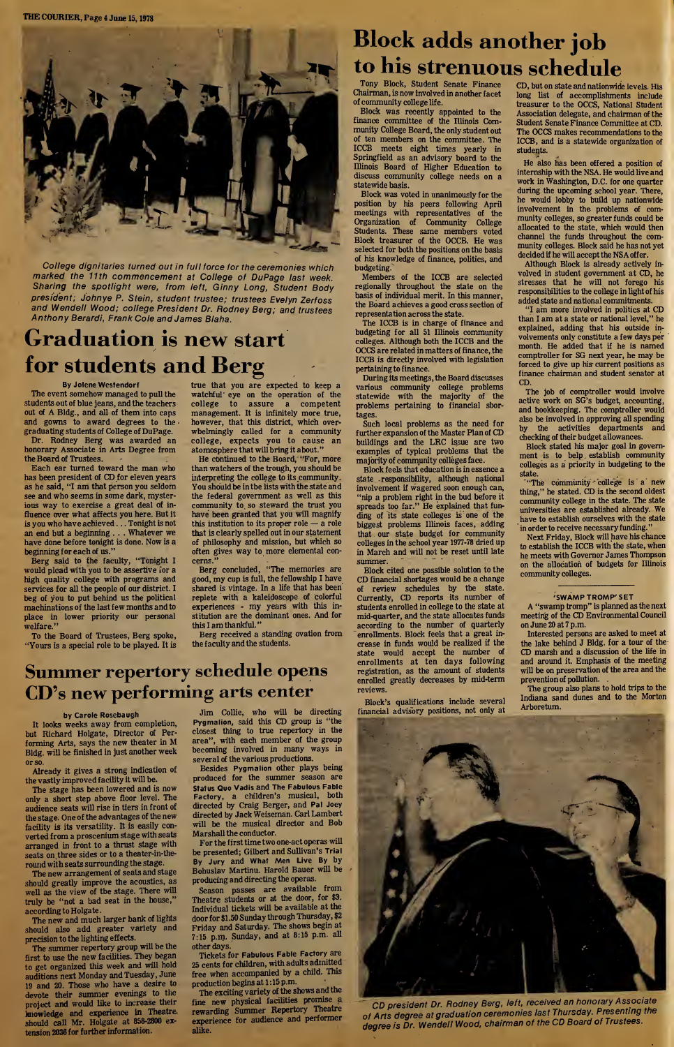*College dignitaries turned out in full force for the ceremonies which marked the 11th commencement at College of DuPage last week. Sharing the spotlight were, from left, Ginny Long, Student Body president; Johnye P. Stein, student trustee; trustees Evelyn Zerfoss and Wendell Wood; college President Dr. Rodney Berg; and trustees Anthony Berardi, Frank Cole and James Blaha.*

# Graduation is new start for students and Berg

**By Jolene Westendorf**

The event somehow managed to pull the students out of blue jeans, and the teachers out of A Bldg., and all of them into caps and gowns to award degrees to the graduating students of College of DuPage.

Dr. Rodney Berg was awarded an honorary Associate in Arts Degree from the Board of Trustees.

Each ear turned toward the man who has been president of CD for eleven years as he said, "I am that person you seldom see and who seems in some dark, mysterious way to exercise a great deal of influence over what affects you here. But it is you who have achieved . . . Tonight is not an end but a beginning . . . Whatever we have done before tonight is done. Now is a beginning for each of us."

Berg said to the faculty, "Tonight I would plead with you to be assertive for a high quality college with programs and services for all the people of our district. I beg of you to put behind us the political machinations of the last few months and to place in lower priority our personal welfare."

To the Board of Trustees, Berg spoke, "Yours is a special role to be played. It is true that you are expected to keep a watchful eye on the operation of the college to assure a competent management. It is infinitely more true, however, that this district, which overwhelmingly called for a community college, expects you to cause an atmosphere that will bring it about."

He continued to the Board, "For, more than watchers of the trough, you should be interpreting the college to its community. You should be in the lists with the state and the federal government as well as this community to so steward the trust you have been granted that you will magnify this institution to its proper role — a role that is clearly spelled out in our statement of philosophy and mission, but which so often gives way to more elemental concerns."

Berg concluded, "The memories are good, my cup is full, the fellowship I have shared is vintage. In a life that has been replete with a kaleidoscope of colorful experiences - my years with this institution are the dominant ones. And for this I am thankful."

Berg received a standing ovation from the faculty and the students.

# Summer repertory schedule opens CD's new performing arts center

**by Carole Rosebaugh**

It looks weeks away from completion, but Richard Holgate, Director of Performing Arts, says the new theater in M Bldg. will be finished in just another week or so.

Already it gives a strong indication of the vastly improved facility it will be.

The stage has been lowered and is now only a short step above floor level. The audience seats will rise in tiers in front of the stage. One of the advantages of the new facility is its versatility. It is easily converted from a proscenium stage with seats arranged in front to a thrust stage with seats on three sides or to a theater-in-the-round with seats surrounding the stage.

The new arrangement of seats and stage should greatly improve the acoustics, as well as the view of the stage. There will truly be "not a bad seat in the house," according to Holgate.

The new and much larger bank of lights should also add greater variety and precision to the lighting effects.

The summer repertory group will be the first to use the new facilities. They began to get organized this week and will hold auditions next Monday and Tuesday, June 19 and 20. Those who have a desire to devote their summer evenings to the project and would like to increase their knowledge and experience in Theatre should call Mr. Holgate at 858-2800 extension 2036 for further information.

Jim Collie, who will be directing **Pygmalion**, said this CD group is "the closest thing to true repertory in the area", with each member of the group becoming involved in many ways in several of the various productions.

Besides **Pygmalion** other plays being produced for the summer season are **Status Quo Vadis** and **The Fabulous Fable Factory**, a children's musical, both directed by Craig Berger, and **Pal Joey** directed by Jack Weiseman. Carl Lambert will be the musical director and Bob Marshall the conductor.

For the first time two one-act operas will be presented; Gilbert and Sullivan's **Trial By Jury** and **What Men Live By** by Bohuslav Martinu. Harold Bauer will be producing and directing the operas.

Season passes are available from Theatre students or at the door, for $3. Individual tickets will be available at the door for $1.50 Sunday through Thursday, $2 Friday and Saturday. The shows begin at 7:15 p.m. Sunday, and at 8:15 p.m. all other days.

Tickets for **Fabulous Fable Factory** are 25 cents for children, with adults admitted free when accompanied by a child. This production begins at 1:15 p.m.

The exciting variety of the shows and the fine new physical facilities promise a rewarding Summer Repertory Theatre experience for audience and performer alike.

# Block adds another job to his strenuous schedule

Tony Block, Student Senate Finance Chairman, is now involved in another facet of community college life.

Block was recently appointed to the finance committee of the Illinois Community College Board, the only student out of ten members on the committee. The ICCB meets eight times yearly in Springfield as an advisory board to the Illinois Board of Higher Education to discuss community college needs on a statewide basis.

Block was voted in unanimously for the position by his peers following April meetings with representatives of the Organization of Community College Students. These same members voted Block treasurer of the OCCB. He was selected for both the positions on the basis of his knowledge of finance, politics, and budgeting.

Members of the ICCB are selected regionally throughout the state on the basis of individual merit. In this manner, the Board achieves a good cross section of representation across the state.

The ICCB is in charge of finance and budgeting for all 51 Illinois community colleges. Although both the ICCB and the OCCS are related in matters of finance, the ICCB is directly involved with legislation pertaining to finance.

During its meetings, the Board discusses various community college problems statewide with the majority of the problems pertaining to financial shortages.

Such local problems as the need for further expansion of the Master Plan of CD buildings and the LRC issue are two examples of typical problems that the majority of community colleges face.

Block feels that education is in essence a state responsibility, although national involvement if wagered soon enough can, "nip a problem right in the bud before it spreads too far." He explained that funding of its state colleges is one of the biggest problems Illinois faces, adding that our state budget for community colleges in the school year 1977-78 dried up in March and will not be reset until late summer.

Block cited one possible solution to the CD financial shortages would be a change of review schedules by the state. Currently, CD reports its number of students enrolled in college to the state at mid-quarter, and the state allocates funds according to the number of quarterly enrollments. Block feels that a great increase in funds would be realized if the state would accept the number of enrollments at ten days following registration, as the amount of students enrolled greatly decreases by mid-term reviews.

Block's qualifications include several financial advisory positions, not only at CD, but on state and nationwide levels. His long list of accomplishments include treasurer to the OCCS, National Student Association delegate, and chairman of the Student Senate Finance Committee at CD. The OCCS makes recommendations to the ICCB, and is a statewide organization of students.

He also has been offered a position of internship with the NSA. He would live and work in Washington, D.C. for one quarter during the upcoming school year. There, he would lobby to build up nationwide involvement in the problems of community colleges, so greater funds could be allocated to the state, which would then channel the funds throughout the community colleges. Block said he has not yet decided if he will accept the NSA offer.

Although Block is already actively involved in student government at CD, he stresses that he will not forego his responsibilities to the college in light of his added state and national commitments.

"I am more involved in politics at CD than I am at a state or national level," he explained, adding that his outside involvements only constitute a few days per month. He added that if he is named comptroller for SG next year, he may be forced to give up his current positions as finance chairman and student senator at CD.

The job of comptroller would involve active work on SG's budget, accounting, and bookkeeping. The comptroller would also be involved in approving all spending by the activities departments and checking of their budget allowances.

Block stated his major goal in government is to help establish community colleges as a priority in budgeting to the state.

"The community college is a new thing," he stated. CD is the second oldest community college in the state. The state universities are established already. We have to establish ourselves with the state in order to receive necessary funding."

Next Friday, Block will have his chance to establish the ICCB with the state, when he meets with Governor James Thompson on the allocation of budgets for Illinois community colleges.

## 'SWAMP TROMP' SET

A "swamp tromp" is planned as the next meeting of the CD Environmental Council on June 20 at 7 p.m.

Interested persons are asked to meet at the lake behind J Bldg. for a tour of the CD marsh and a discussion of the life in and around it. Emphasis of the meeting will be on preservation of the area and the prevention of pollution.

The group also plans to hold trips to the Indiana sand dunes and to the Morton Arboretum.

*CD president Dr. Rodney Berg, left, received an honorary Associate of Arts degree at graduation ceremonies last Thursday. Presenting the degree is Dr. Wendell Wood, chairman of the CD Board of Trustees.*